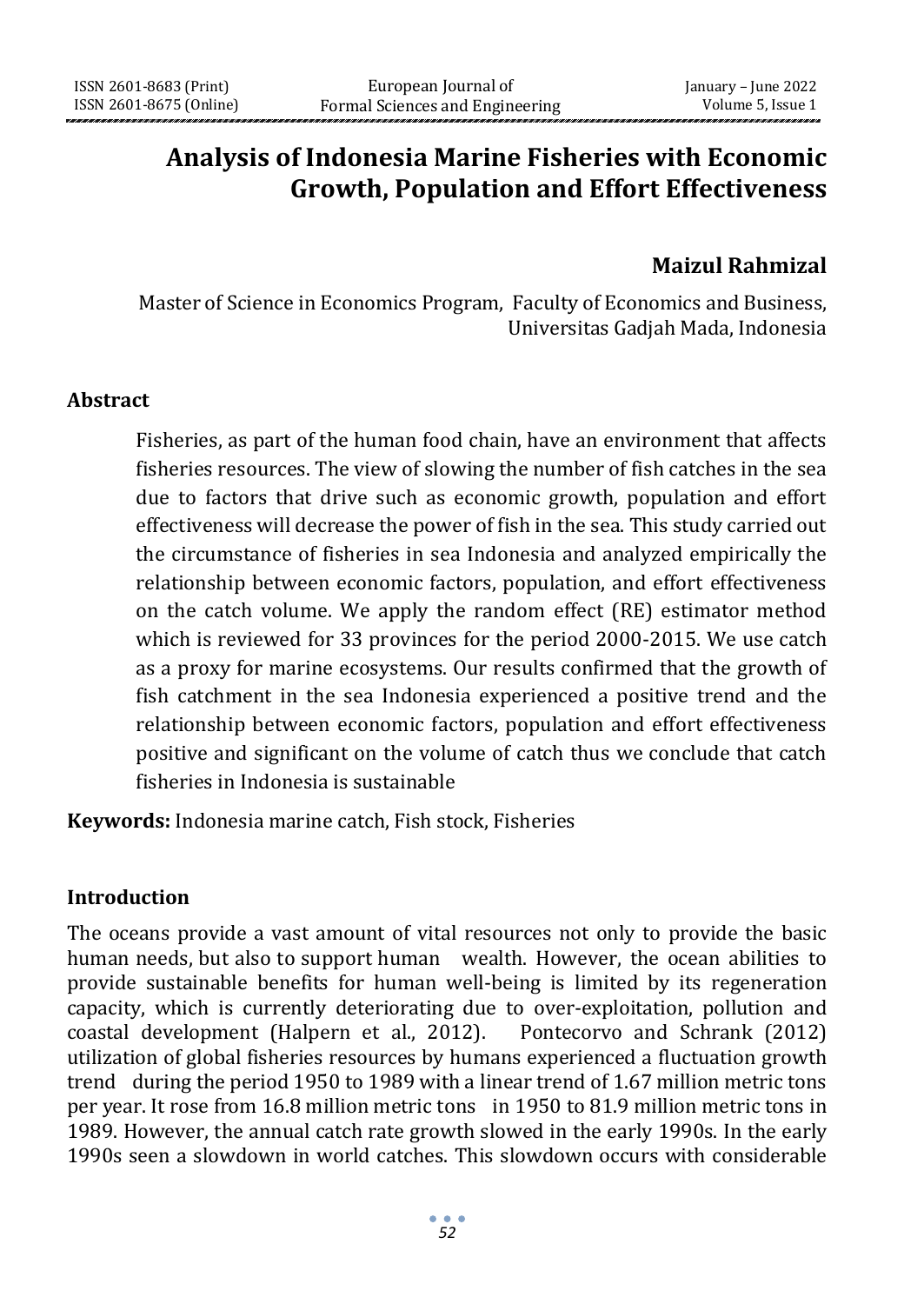# Analysis of Indonesia Marine Fisheries with Economic Growth, Population and Effort Effectiveness

**Maizul Rahmizal**

Master of Science in Economics Program, Faculty of Economics and Business, Universitas Gadjah Mada, Indonesia

## Abstract

Fisheries, as part of the human food chain, have an environment that affects fisheries resources. The view of slowing the number of fish catches in the sea due to factors that drive such as economic growth, population and effort effectiveness will decrease the power of fish in the sea. This study carried out the circumstance of fisheries in sea Indonesia and analyzed empirically the relationship between economic factors, population, and effort effectiveness on the catch volume. We apply the random effect (RE) estimator method which is reviewed for 33 provinces for the period 2000-2015. We use catch as a proxy for marine ecosystems. Our results confirmed that the growth of fish catchment in the sea Indonesia experienced a positive trend and the relationship between economic factors, population and effort effectiveness positive and significant on the volume of catch thus we conclude that catch fisheries in Indonesia is sustainable

**Keywords:** Indonesia marine catch, Fish stock, Fisheries

## Introduction

The oceans provide a vast amount of vital resources not only to provide the basic human needs, but also to support human wealth. However, the ocean abilities to provide sustainable benefits for human well-being is limited by its regeneration capacity, which is currently deteriorating due to over-exploitation, pollution and coastal development (Halpern et al., 2012). Pontecorvo and Schrank (2012) utilization of global fisheries resources by humans experienced a fluctuation growth trend during the period 1950 to 1989 with a linear trend of 1.67 million metric tons per year. It rose from 16.8 million metric tons in 1950 to 81.9 million metric tons in 1989. However, the annual catch rate growth slowed in the early 1990s. In the early 1990s seen a slowdown in world catches. This slowdown occurs with considerable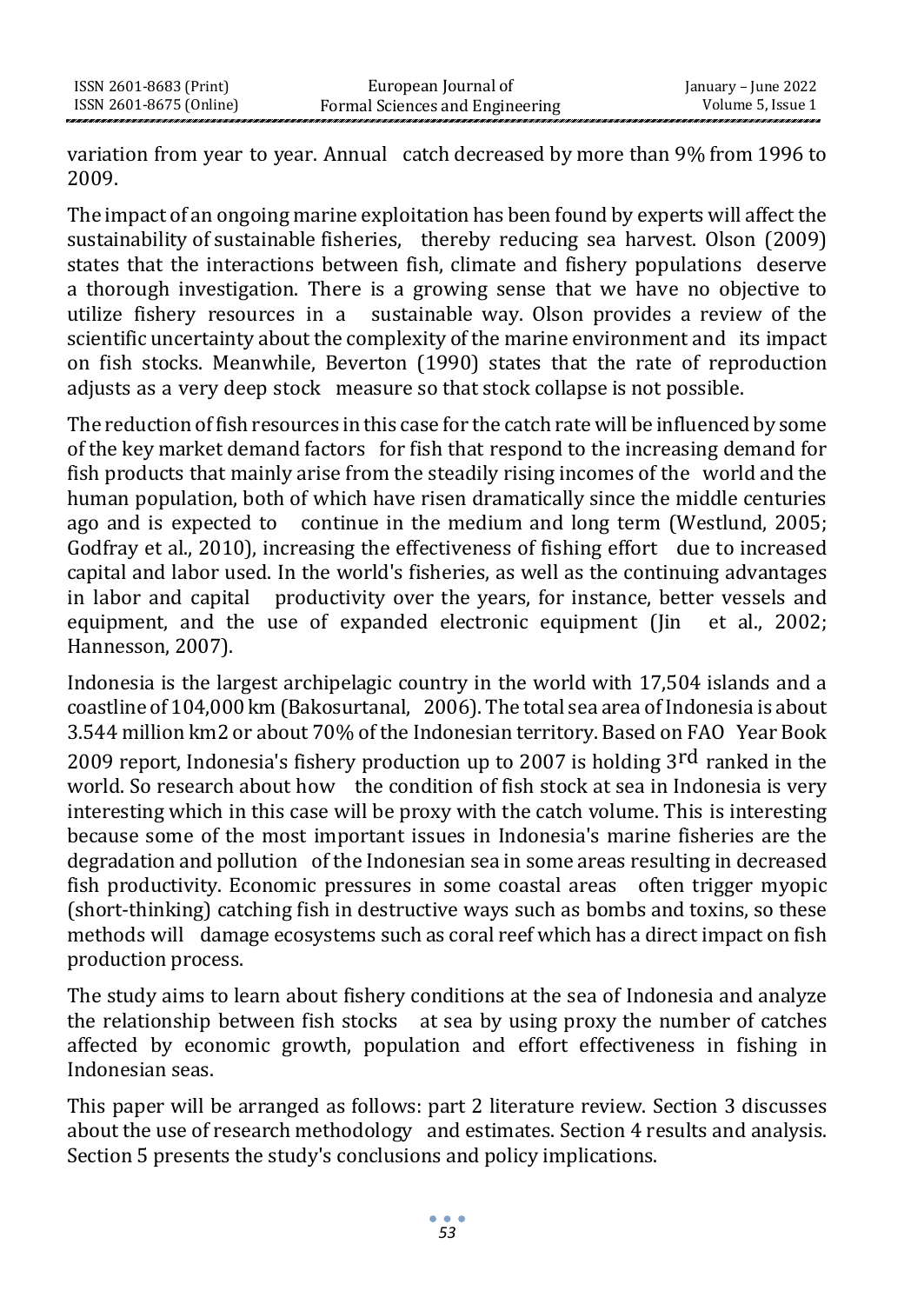variation from year to year. Annual catch decreased by more than 9% from 1996 to 2009.

The impact of an ongoing marine exploitation has been found by experts will affect the sustainability of sustainable fisheries, thereby reducing sea harvest. Olson (2009) states that the interactions between fish, climate and fishery populations deserve a thorough investigation. There is a growing sense that we have no objective to utilize fishery resources in a sustainable way. Olson provides a review of the scientific uncertainty about the complexity of the marine environment and its impact on fish stocks. Meanwhile, Beverton (1990) states that the rate of reproduction adjusts as a very deep stock measure so that stock collapse is not possible.

The reduction of fish resources in this case for the catch rate will be influenced by some of the key market demand factors for fish that respond to the increasing demand for fish products that mainly arise from the steadily rising incomes of the world and the human population, both of which have risen dramatically since the middle centuries ago and is expected to continue in the medium and long term (Westlund, 2005; Godfray et al., 2010), increasing the effectiveness of fishing effort due to increased capital and labor used. In the world's fisheries, as well as the continuing advantages in labor and capital productivity over the years, for instance, better vessels and equipment, and the use of expanded electronic equipment (Jin et al., 2002; Hannesson, 2007).

Indonesia is the largest archipelagic country in the world with 17,504 islands and a coastline of 104,000 km (Bakosurtanal, 2006). The total sea area of Indonesia is about 3.544 million km2 or about 70% of the Indonesian territory. Based on FAO Year Book 2009 report, Indonesia's fishery production up to 2007 is holding 3rd ranked in the world. So research about how the condition of fish stock at sea in Indonesia is very interesting which in this case will be proxy with the catch volume. This is interesting because some of the most important issues in Indonesia's marine fisheries are the degradation and pollution of the Indonesian sea in some areas resulting in decreased fish productivity. Economic pressures in some coastal areas often trigger myopic (short-thinking) catching fish in destructive ways such as bombs and toxins, so these methods will damage ecosystems such as coral reef which has a direct impact on fish production process.

The study aims to learn about fishery conditions at the sea of Indonesia and analyze the relationship between fish stocks at sea by using proxy the number of catches affected by economic growth, population and effort effectiveness in fishing in Indonesian seas.

This paper will be arranged as follows: part 2 literature review. Section 3 discusses about the use of research methodology and estimates. Section 4 results and analysis. Section 5 presents the study's conclusions and policy implications.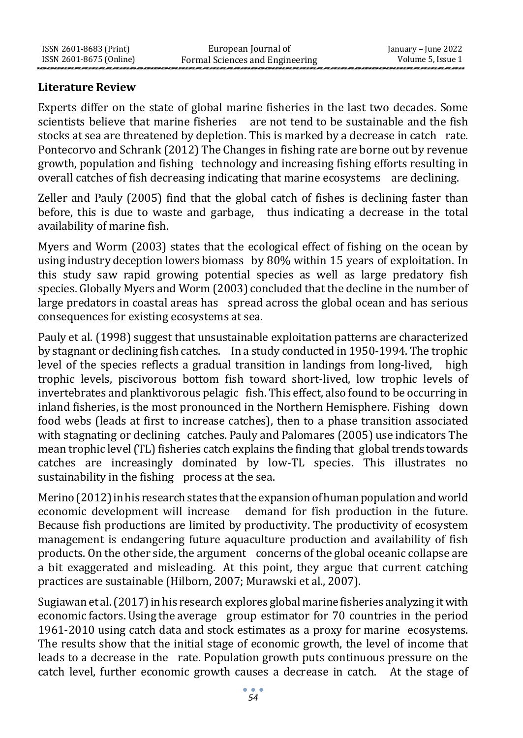## Literature Review

Experts differ on the state of global marine fisheries in the last two decades. Some scientists believe that marine fisheries are not tend to be sustainable and the fish stocks at sea are threatened by depletion. This is marked by a decrease in catch rate. Pontecorvo and Schrank (2012) The Changes in fishing rate are borne out by revenue growth, population and fishing technology and increasing fishing efforts resulting in overall catches of fish decreasing indicating that marine ecosystems are declining.

Zeller and Pauly (2005) find that the global catch of fishes is declining faster than before, this is due to waste and garbage, thus indicating a decrease in the total availability of marine fish.

Myers and Worm (2003) states that the ecological effect of fishing on the ocean by using industry deception lowers biomass by 80% within 15 years of exploitation. In this study saw rapid growing potential species as well as large predatory fish species. Globally Myers and Worm (2003) concluded that the decline in the number of large predators in coastal areas has spread across the global ocean and has serious consequences for existing ecosystems at sea.

Pauly et al. (1998) suggest that unsustainable exploitation patterns are characterized by stagnant or declining fish catches. In a study conducted in 1950-1994. The trophic level of the species reflects a gradual transition in landings from long-lived, high trophic levels, piscivorous bottom fish toward short-lived, low trophic levels of invertebrates and planktivorous pelagic fish. This effect, also found to be occurring in inland fisheries, is the most pronounced in the Northern Hemisphere. Fishing down food webs (leads at first to increase catches), then to a phase transition associated with stagnating or declining catches. Pauly and Palomares (2005) use indicators The mean trophic level (TL) fisheries catch explains the finding that global trends towards catches are increasingly dominated by low-TL species. This illustrates no sustainability in the fishing process at the sea.

Merino (2012) in his research states that the expansion of human population and world economic development will increase demand for fish production in the future. Because fish productions are limited by productivity. The productivity of ecosystem management is endangering future aquaculture production and availability of fish products. On the other side, the argument concerns of the global oceanic collapse are a bit exaggerated and misleading. At this point, they argue that current catching practices are sustainable (Hilborn, 2007; Murawski et al., 2007).

Sugiawan et al. (2017) in his research explores global marine fisheries analyzing it with economic factors. Using the average group estimator for 70 countries in the period 1961-2010 using catch data and stock estimates as a proxy for marine ecosystems. The results show that the initial stage of economic growth, the level of income that leads to a decrease in the rate. Population growth puts continuous pressure on the catch level, further economic growth causes a decrease in catch. At the stage of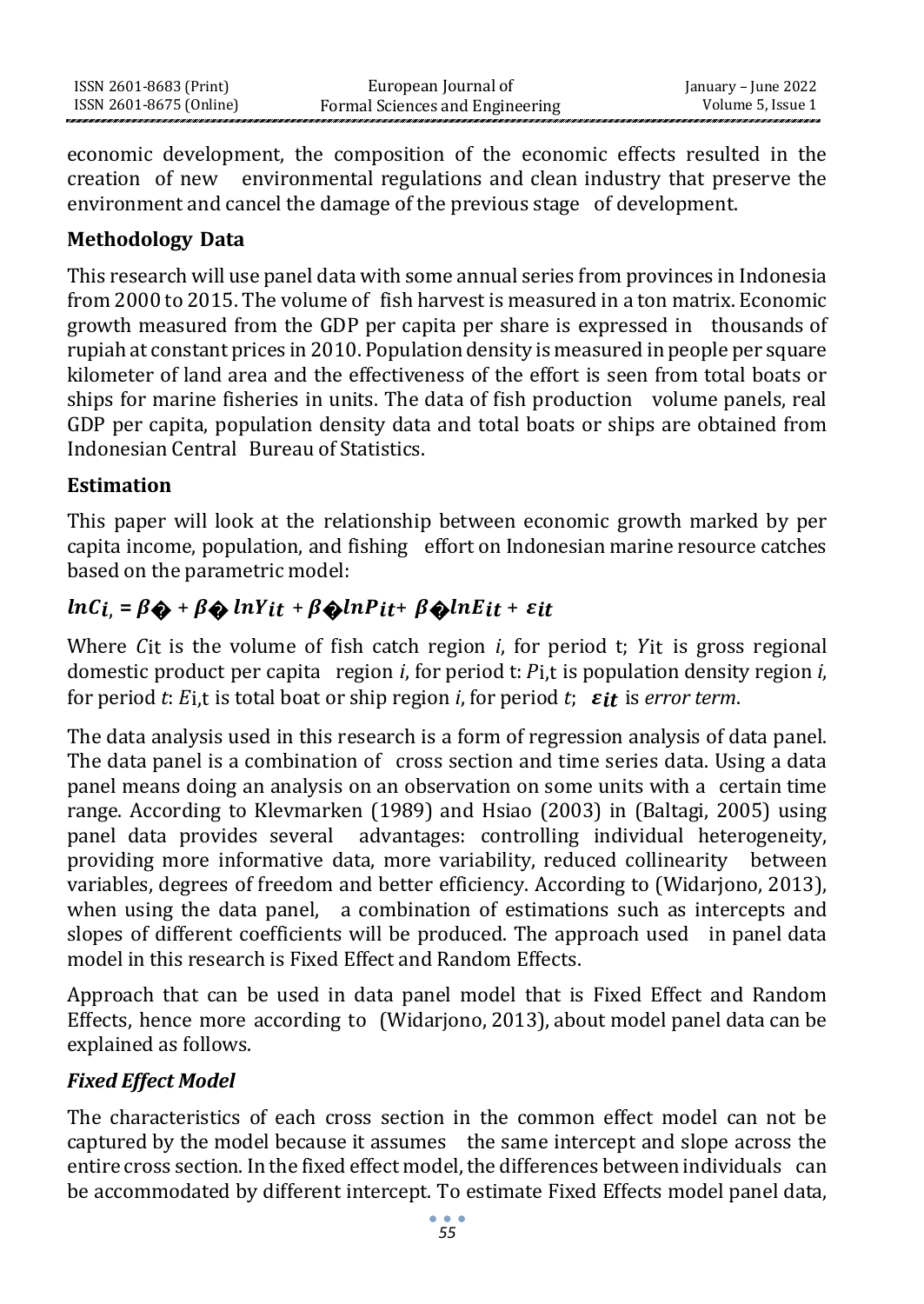economic development, the composition of the economic effects resulted in the creation of new environmental regulations and clean industry that preserve the environment and cancel the damage of the previous stage of development.

## Methodology Data

This research will use panel data with some annual series from provinces in Indonesia from 2000 to 2015. The volume of fish harvest is measured in a ton matrix. Economic growth measured from the GDP per capita per share is expressed in thousands of rupiah at constant prices in 2010. Population density is measured in people per square kilometer of land area and the effectiveness of the effort is seen from total boats or ships for marine fisheries in units. The data of fish production volume panels, real GDP per capita, population density data and total boats or ships are obtained from Indonesian Central Bureau of Statistics.

## Estimation

This paper will look at the relationship between economic growth marked by per capita income, population, and fishing effort on Indonesian marine resource catches based on the parametric model:

$$lnC_{i,} = \beta_{0} + \beta_{1}\, lnY_{it} + \beta_{2} lnP_{it} + \beta_{3} lnE_{it} + \varepsilon_{it}$$

Where $C_{it}$ is the volume of fish catch region $i$, for period t; $Y_{it}$ is gross regional domestic product per capita region $i$, for period t: $P_{i,t}$ is population density region $i$, for period $t$: $E_{i,t}$ is total boat or ship region $i$, for period $t$; $\varepsilon_{it}$ is *error term*.

The data analysis used in this research is a form of regression analysis of data panel. The data panel is a combination of cross section and time series data. Using a data panel means doing an analysis on an observation on some units with a certain time range. According to Klevmarken (1989) and Hsiao (2003) in (Baltagi, 2005) using panel data provides several advantages: controlling individual heterogeneity, providing more informative data, more variability, reduced collinearity between variables, degrees of freedom and better efficiency. According to (Widarjono, 2013), when using the data panel, a combination of estimations such as intercepts and slopes of different coefficients will be produced. The approach used in panel data model in this research is Fixed Effect and Random Effects.

Approach that can be used in data panel model that is Fixed Effect and Random Effects, hence more according to (Widarjono, 2013), about model panel data can be explained as follows.

### *Fixed Effect Model*

The characteristics of each cross section in the common effect model can not be captured by the model because it assumes the same intercept and slope across the entire cross section. In the fixed effect model, the differences between individuals can be accommodated by different intercept. To estimate Fixed Effects model panel data,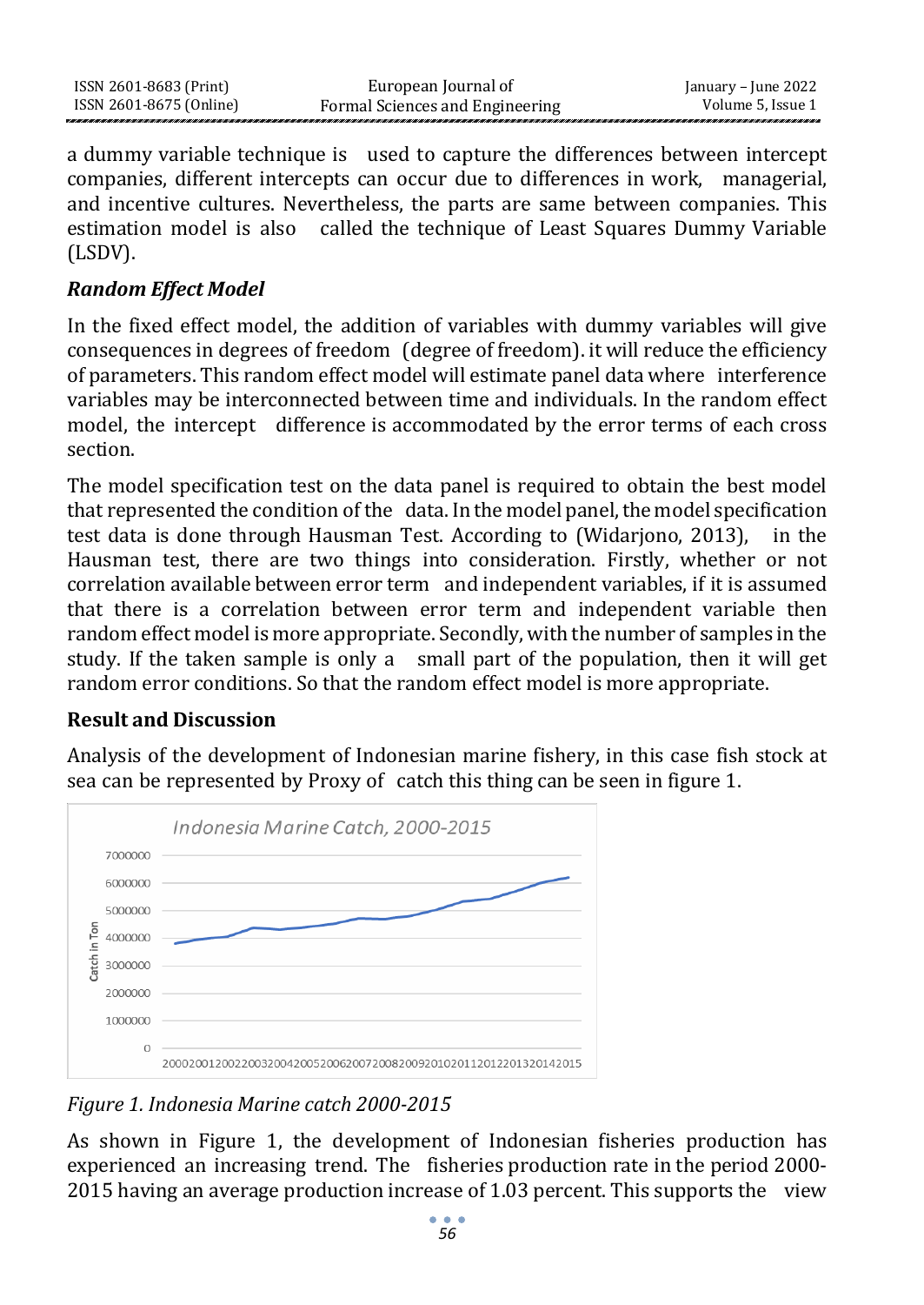a dummy variable technique is used to capture the differences between intercept companies, different intercepts can occur due to differences in work, managerial, and incentive cultures. Nevertheless, the parts are same between companies. This estimation model is also called the technique of Least Squares Dummy Variable (LSDV).

### *Random Effect Model*

In the fixed effect model, the addition of variables with dummy variables will give consequences in degrees of freedom (degree of freedom). it will reduce the efficiency of parameters. This random effect model will estimate panel data where interference variables may be interconnected between time and individuals. In the random effect model, the intercept difference is accommodated by the error terms of each cross section.

The model specification test on the data panel is required to obtain the best model that represented the condition of the data. In the model panel, the model specification test data is done through Hausman Test. According to (Widarjono, 2013), in the Hausman test, there are two things into consideration. Firstly, whether or not correlation available between error term and independent variables, if it is assumed that there is a correlation between error term and independent variable then random effect model is more appropriate. Secondly, with the number of samples in the study. If the taken sample is only a small part of the population, then it will get random error conditions. So that the random effect model is more appropriate.

## Result and Discussion

Analysis of the development of Indonesian marine fishery, in this case fish stock at sea can be represented by Proxy of catch this thing can be seen in figure 1.

*Figure 1. Indonesia Marine catch 2000-2015*

As shown in Figure 1, the development of Indonesian fisheries production has experienced an increasing trend. The fisheries production rate in the period 2000-2015 having an average production increase of 1.03 percent. This supports the view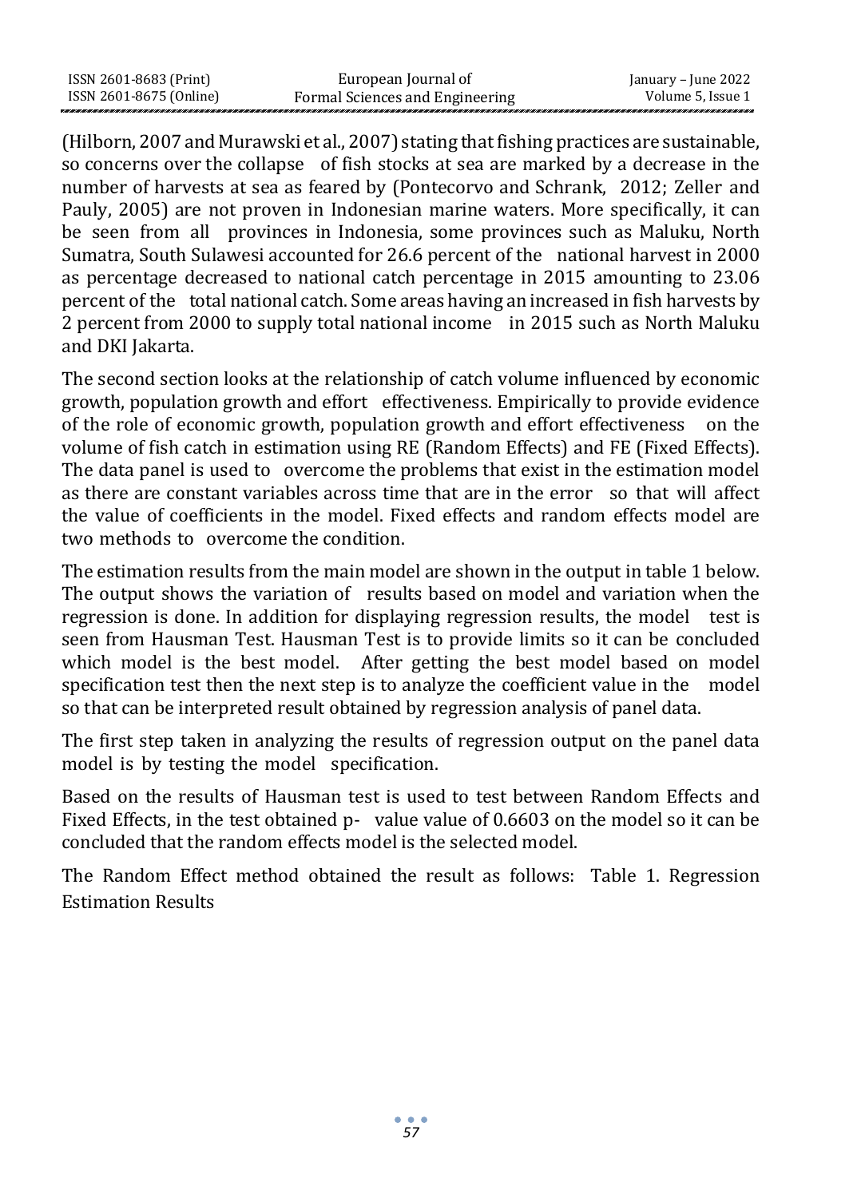(Hilborn, 2007 and Murawski et al., 2007) stating that fishing practices are sustainable, so concerns over the collapse of fish stocks at sea are marked by a decrease in the number of harvests at sea as feared by (Pontecorvo and Schrank, 2012; Zeller and Pauly, 2005) are not proven in Indonesian marine waters. More specifically, it can be seen from all provinces in Indonesia, some provinces such as Maluku, North Sumatra, South Sulawesi accounted for 26.6 percent of the national harvest in 2000 as percentage decreased to national catch percentage in 2015 amounting to 23.06 percent of the total national catch. Some areas having an increased in fish harvests by 2 percent from 2000 to supply total national income in 2015 such as North Maluku and DKI Jakarta.

The second section looks at the relationship of catch volume influenced by economic growth, population growth and effort effectiveness. Empirically to provide evidence of the role of economic growth, population growth and effort effectiveness on the volume of fish catch in estimation using RE (Random Effects) and FE (Fixed Effects). The data panel is used to overcome the problems that exist in the estimation model as there are constant variables across time that are in the error so that will affect the value of coefficients in the model. Fixed effects and random effects model are two methods to overcome the condition.

The estimation results from the main model are shown in the output in table 1 below. The output shows the variation of results based on model and variation when the regression is done. In addition for displaying regression results, the model test is seen from Hausman Test. Hausman Test is to provide limits so it can be concluded which model is the best model. After getting the best model based on model specification test then the next step is to analyze the coefficient value in the model so that can be interpreted result obtained by regression analysis of panel data.

The first step taken in analyzing the results of regression output on the panel data model is by testing the model specification.

Based on the results of Hausman test is used to test between Random Effects and Fixed Effects, in the test obtained p- value value of 0.6603 on the model so it can be concluded that the random effects model is the selected model.

The Random Effect method obtained the result as follows: Table 1. Regression Estimation Results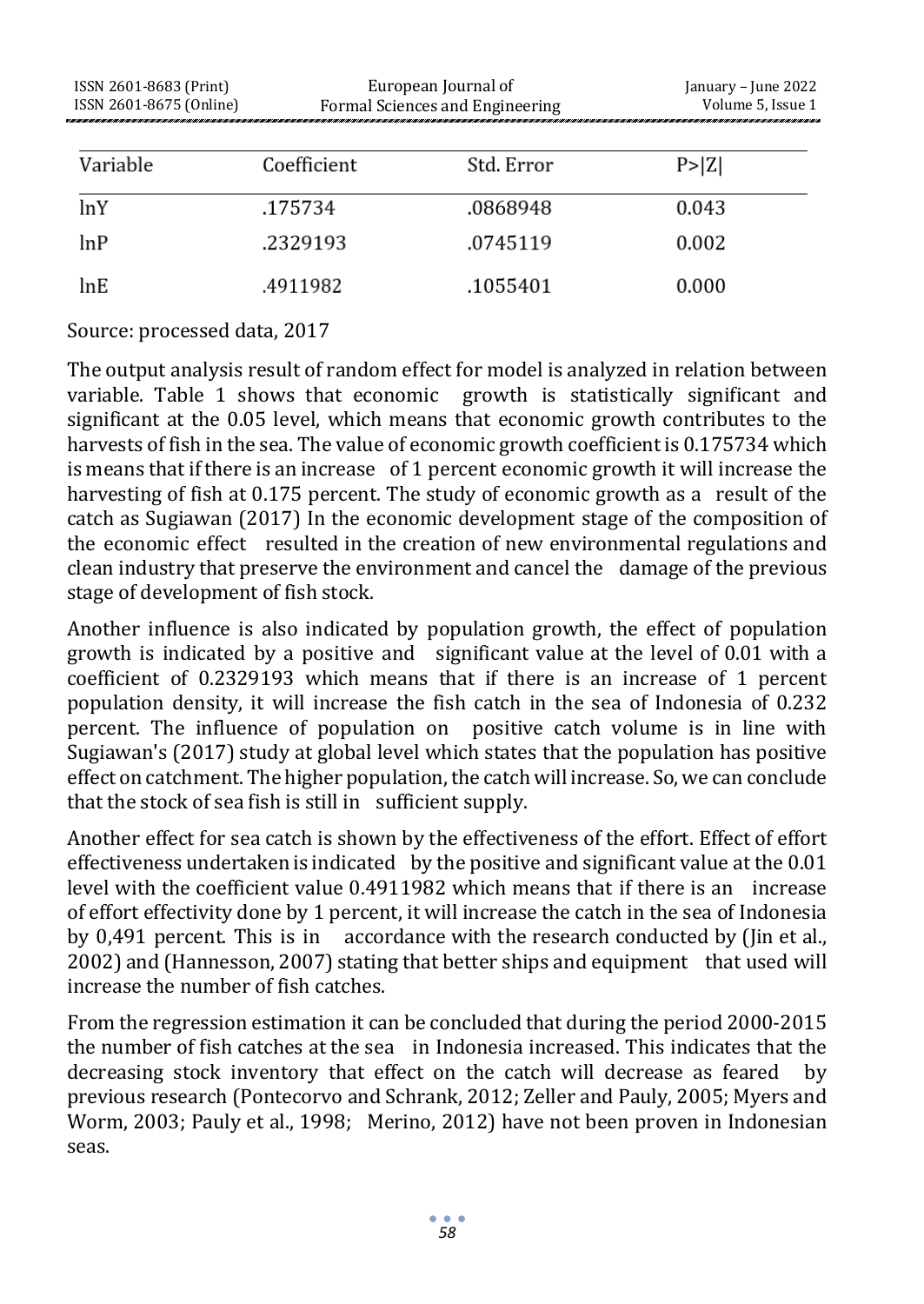| Variable | Coefficient | Std. Error | P>\|Z\| |
|---|---|---|---|
| lnY | .175734 | .0868948 | 0.043 |
| lnP | .2329193 | .0745119 | 0.002 |
| lnE | .4911982 | .1055401 | 0.000 |

Source: processed data, 2017

The output analysis result of random effect for model is analyzed in relation between variable. Table 1 shows that economic growth is statistically significant and significant at the 0.05 level, which means that economic growth contributes to the harvests of fish in the sea. The value of economic growth coefficient is 0.175734 which is means that if there is an increase of 1 percent economic growth it will increase the harvesting of fish at 0.175 percent. The study of economic growth as a result of the catch as Sugiawan (2017) In the economic development stage of the composition of the economic effect resulted in the creation of new environmental regulations and clean industry that preserve the environment and cancel the damage of the previous stage of development of fish stock.

Another influence is also indicated by population growth, the effect of population growth is indicated by a positive and significant value at the level of 0.01 with a coefficient of 0.2329193 which means that if there is an increase of 1 percent population density, it will increase the fish catch in the sea of Indonesia of 0.232 percent. The influence of population on positive catch volume is in line with Sugiawan's (2017) study at global level which states that the population has positive effect on catchment. The higher population, the catch will increase. So, we can conclude that the stock of sea fish is still in sufficient supply.

Another effect for sea catch is shown by the effectiveness of the effort. Effect of effort effectiveness undertaken is indicated by the positive and significant value at the 0.01 level with the coefficient value 0.4911982 which means that if there is an increase of effort effectivity done by 1 percent, it will increase the catch in the sea of Indonesia by 0,491 percent. This is in accordance with the research conducted by (Jin et al., 2002) and (Hannesson, 2007) stating that better ships and equipment that used will increase the number of fish catches.

From the regression estimation it can be concluded that during the period 2000-2015 the number of fish catches at the sea in Indonesia increased. This indicates that the decreasing stock inventory that effect on the catch will decrease as feared by previous research (Pontecorvo and Schrank, 2012; Zeller and Pauly, 2005; Myers and Worm, 2003; Pauly et al., 1998; Merino, 2012) have not been proven in Indonesian seas.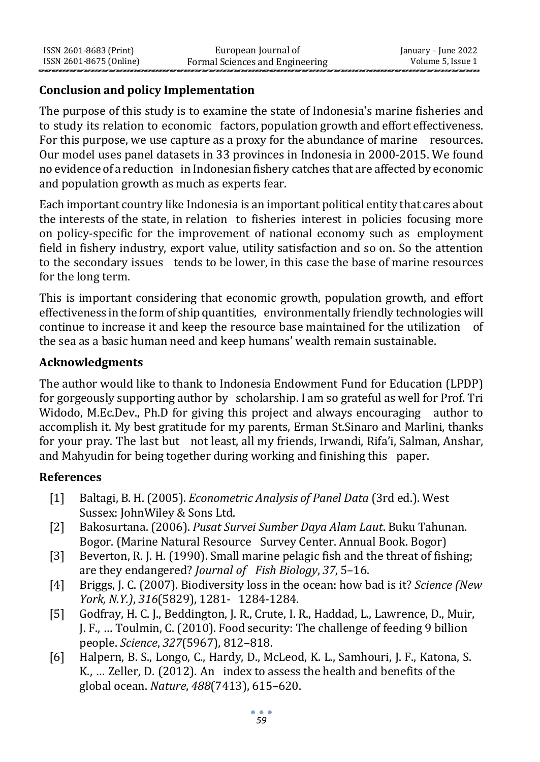## Conclusion and policy Implementation

The purpose of this study is to examine the state of Indonesia's marine fisheries and to study its relation to economic factors, population growth and effort effectiveness. For this purpose, we use capture as a proxy for the abundance of marine resources. Our model uses panel datasets in 33 provinces in Indonesia in 2000-2015. We found no evidence of a reduction in Indonesian fishery catches that are affected by economic and population growth as much as experts fear.

Each important country like Indonesia is an important political entity that cares about the interests of the state, in relation to fisheries interest in policies focusing more on policy-specific for the improvement of national economy such as employment field in fishery industry, export value, utility satisfaction and so on. So the attention to the secondary issues tends to be lower, in this case the base of marine resources for the long term.

This is important considering that economic growth, population growth, and effort effectiveness in the form of ship quantities, environmentally friendly technologies will continue to increase it and keep the resource base maintained for the utilization of the sea as a basic human need and keep humans' wealth remain sustainable.

## Acknowledgments

The author would like to thank to Indonesia Endowment Fund for Education (LPDP) for gorgeously supporting author by scholarship. I am so grateful as well for Prof. Tri Widodo, M.Ec.Dev., Ph.D for giving this project and always encouraging author to accomplish it. My best gratitude for my parents, Erman St.Sinaro and Marlini, thanks for your pray. The last but not least, all my friends, Irwandi, Rifa'i, Salman, Anshar, and Mahyudin for being together during working and finishing this paper.

## References

[1] Baltagi, B. H. (2005). *Econometric Analysis of Panel Data* (3rd ed.). West Sussex: JohnWiley & Sons Ltd.

[2] Bakosurtana. (2006). *Pusat Survei Sumber Daya Alam Laut*. Buku Tahunan. Bogor. (Marine Natural Resource Survey Center. Annual Book. Bogor)

[3] Beverton, R. J. H. (1990). Small marine pelagic fish and the threat of fishing; are they endangered? *Journal of Fish Biology*, *37*, 5–16.

[4] Briggs, J. C. (2007). Biodiversity loss in the ocean: how bad is it? *Science (New York, N.Y.)*, *316*(5829), 1281- 1284-1284.

[5] Godfray, H. C. J., Beddington, J. R., Crute, I. R., Haddad, L., Lawrence, D., Muir, J. F., … Toulmin, C. (2010). Food security: The challenge of feeding 9 billion people. *Science*, *327*(5967), 812–818.

[6] Halpern, B. S., Longo, C., Hardy, D., McLeod, K. L., Samhouri, J. F., Katona, S. K., … Zeller, D. (2012). An index to assess the health and benefits of the global ocean. *Nature*, *488*(7413), 615–620.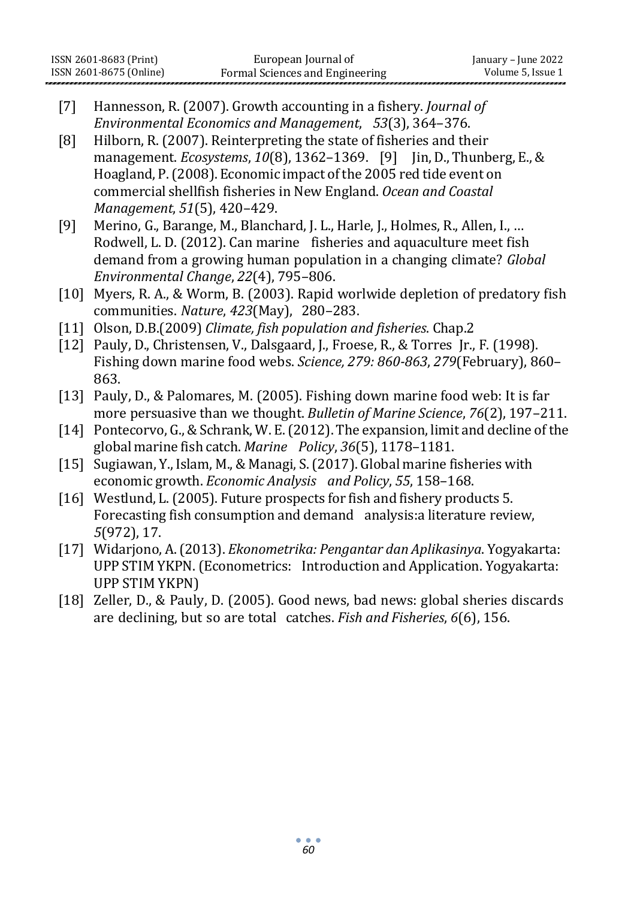[7] Hannesson, R. (2007). Growth accounting in a fishery. *Journal of Environmental Economics and Management*, *53*(3), 364–376.

[8] Hilborn, R. (2007). Reinterpreting the state of fisheries and their management. *Ecosystems*, *10*(8), 1362–1369. [9] Jin, D., Thunberg, E., & Hoagland, P. (2008). Economic impact of the 2005 red tide event on commercial shellfish fisheries in New England. *Ocean and Coastal Management*, *51*(5), 420–429.

[9] Merino, G., Barange, M., Blanchard, J. L., Harle, J., Holmes, R., Allen, I., … Rodwell, L. D. (2012). Can marine fisheries and aquaculture meet fish demand from a growing human population in a changing climate? *Global Environmental Change*, *22*(4), 795–806.

[10] Myers, R. A., & Worm, B. (2003). Rapid worlwide depletion of predatory fish communities. *Nature*, *423*(May), 280–283.

[11] Olson, D.B.(2009) *Climate, fish population and fisheries*. Chap.2

[12] Pauly, D., Christensen, V., Dalsgaard, J., Froese, R., & Torres Jr., F. (1998). Fishing down marine food webs. *Science, 279: 860-863*, *279*(February), 860–863.

[13] Pauly, D., & Palomares, M. (2005). Fishing down marine food web: It is far more persuasive than we thought. *Bulletin of Marine Science*, *76*(2), 197–211.

[14] Pontecorvo, G., & Schrank, W. E. (2012). The expansion, limit and decline of the global marine fish catch. *Marine Policy*, *36*(5), 1178–1181.

[15] Sugiawan, Y., Islam, M., & Managi, S. (2017). Global marine fisheries with economic growth. *Economic Analysis and Policy*, *55*, 158–168.

[16] Westlund, L. (2005). Future prospects for fish and fishery products 5. Forecasting fish consumption and demand analysis:a literature review, *5*(972), 17.

[17] Widarjono, A. (2013). *Ekonometrika: Pengantar dan Aplikasinya*. Yogyakarta: UPP STIM YKPN. (Econometrics: Introduction and Application. Yogyakarta: UPP STIM YKPN)

[18] Zeller, D., & Pauly, D. (2005). Good news, bad news: global sheries discards are declining, but so are total catches. *Fish and Fisheries*, *6*(6), 156.